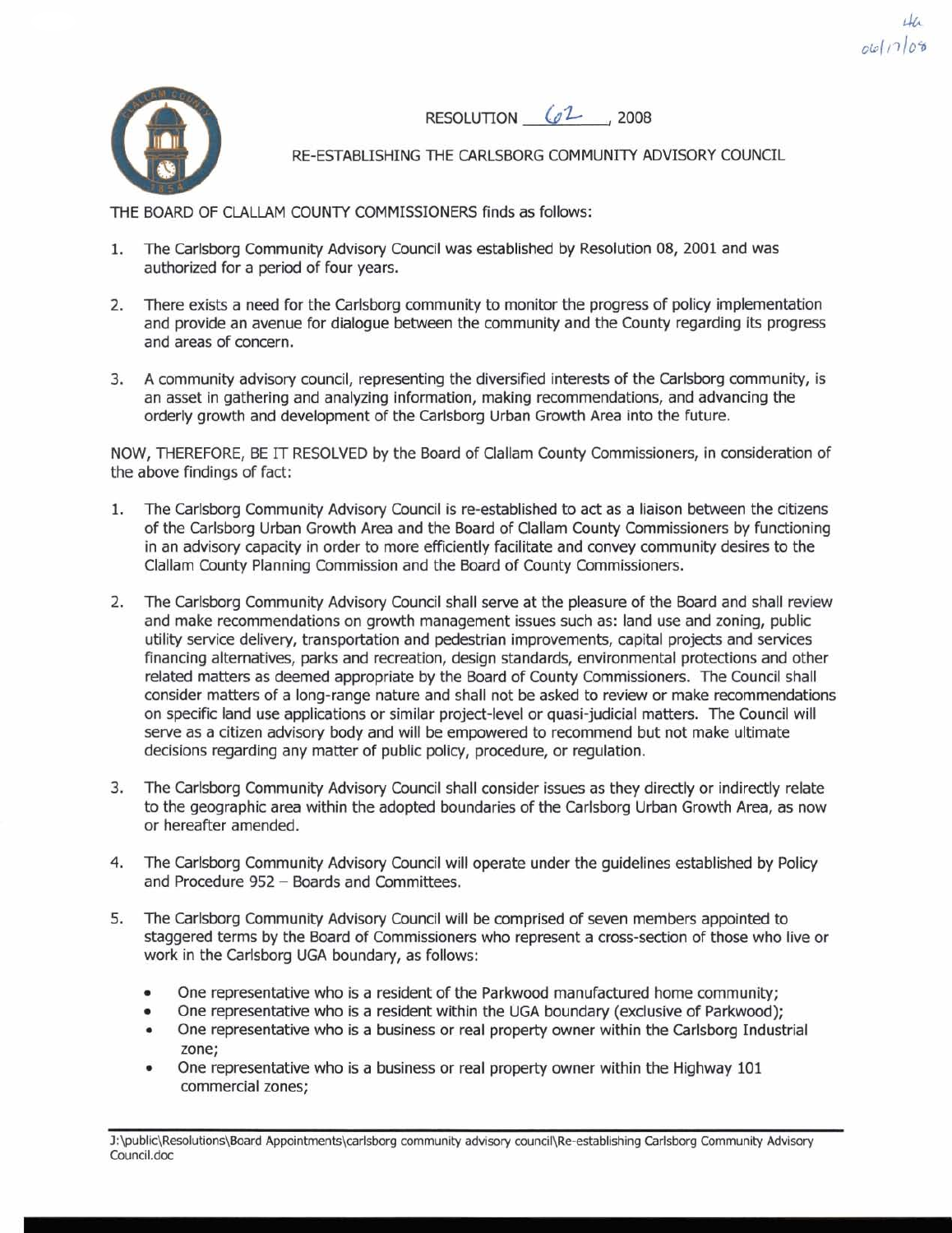4a
06/17/08

RESOLUTION 62, 2008

RE-ESTABLISHING THE CARLSBORG COMMUNITY ADVISORY COUNCIL

THE BOARD OF CLALLAM COUNTY COMMISSIONERS finds as follows:

1. The Carlsborg Community Advisory Council was established by Resolution 08, 2001 and was authorized for a period of four years.

2. There exists a need for the Carlsborg community to monitor the progress of policy implementation and provide an avenue for dialogue between the community and the County regarding its progress and areas of concern.

3. A community advisory council, representing the diversified interests of the Carlsborg community, is an asset in gathering and analyzing information, making recommendations, and advancing the orderly growth and development of the Carlsborg Urban Growth Area into the future.

NOW, THEREFORE, BE IT RESOLVED by the Board of Clallam County Commissioners, in consideration of the above findings of fact:

1. The Carlsborg Community Advisory Council is re-established to act as a liaison between the citizens of the Carlsborg Urban Growth Area and the Board of Clallam County Commissioners by functioning in an advisory capacity in order to more efficiently facilitate and convey community desires to the Clallam County Planning Commission and the Board of County Commissioners.

2. The Carlsborg Community Advisory Council shall serve at the pleasure of the Board and shall review and make recommendations on growth management issues such as: land use and zoning, public utility service delivery, transportation and pedestrian improvements, capital projects and services financing alternatives, parks and recreation, design standards, environmental protections and other related matters as deemed appropriate by the Board of County Commissioners. The Council shall consider matters of a long-range nature and shall not be asked to review or make recommendations on specific land use applications or similar project-level or quasi-judicial matters. The Council will serve as a citizen advisory body and will be empowered to recommend but not make ultimate decisions regarding any matter of public policy, procedure, or regulation.

3. The Carlsborg Community Advisory Council shall consider issues as they directly or indirectly relate to the geographic area within the adopted boundaries of the Carlsborg Urban Growth Area, as now or hereafter amended.

4. The Carlsborg Community Advisory Council will operate under the guidelines established by Policy and Procedure 952 – Boards and Committees.

5. The Carlsborg Community Advisory Council will be comprised of seven members appointed to staggered terms by the Board of Commissioners who represent a cross-section of those who live or work in the Carlsborg UGA boundary, as follows:

   - One representative who is a resident of the Parkwood manufactured home community;
   - One representative who is a resident within the UGA boundary (exclusive of Parkwood);
   - One representative who is a business or real property owner within the Carlsborg Industrial zone;
   - One representative who is a business or real property owner within the Highway 101 commercial zones;

J:\public\Resolutions\Board Appointments\carlsborg community advisory council\Re-establishing Carlsborg Community Advisory Council.doc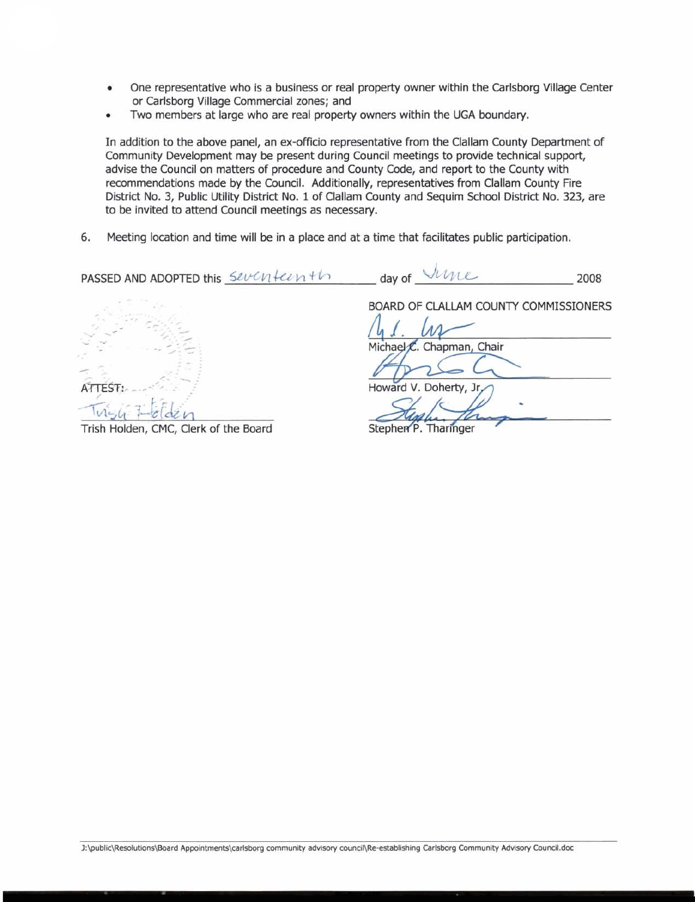- One representative who is a business or real property owner within the Carlsborg Village Center or Carlsborg Village Commercial zones; and
- Two members at large who are real property owners within the UGA boundary.

In addition to the above panel, an ex-officio representative from the Clallam County Department of Community Development may be present during Council meetings to provide technical support, advise the Council on matters of procedure and County Code, and report to the County with recommendations made by the Council. Additionally, representatives from Clallam County Fire District No. 3, Public Utility District No. 1 of Clallam County and Sequim School District No. 323, are to be invited to attend Council meetings as necessary.

6. Meeting location and time will be in a place and at a time that facilitates public participation.

PASSED AND ADOPTED this seventeenth day of June 2008

BOARD OF CLALLAM COUNTY COMMISSIONERS

Michael C. Chapman, Chair

Howard V. Doherty, Jr.

Stephen P. Tharinger

ATTEST:

Trish Holden, CMC, Clerk of the Board

J:\public\Resolutions\Board Appointments\carlsborg community advisory council\Re-establishing Carlsborg Community Advisory Council.doc